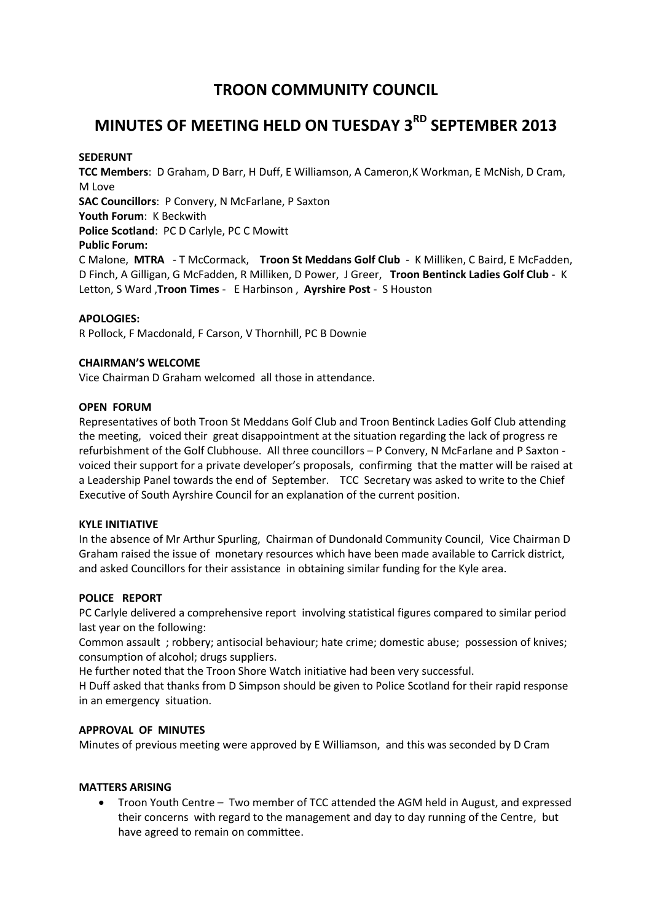# TROON COMMUNITY COUNCIL

# MINUTES OF MEETING HELD ON TUESDAY 3RD SEPTEMBER 2013

**SEDERUNT**

**TCC Members**: D Graham, D Barr, H Duff, E Williamson, A Cameron,K Workman, E McNish, D Cram, M Love

**SAC Councillors**: P Convery, N McFarlane, P Saxton

**Youth Forum**: K Beckwith

**Police Scotland**: PC D Carlyle, PC C Mowitt

**Public Forum:**

C Malone, **MTRA** - T McCormack, **Troon St Meddans Golf Club** - K Milliken, C Baird, E McFadden, D Finch, A Gilligan, G McFadden, R Milliken, D Power, J Greer, **Troon Bentinck Ladies Golf Club** - K Letton, S Ward ,**Troon Times** - E Harbinson , **Ayrshire Post** - S Houston

**APOLOGIES:**

R Pollock, F Macdonald, F Carson, V Thornhill, PC B Downie

**CHAIRMAN'S WELCOME**

Vice Chairman D Graham welcomed all those in attendance.

**OPEN FORUM**

Representatives of both Troon St Meddans Golf Club and Troon Bentinck Ladies Golf Club attending the meeting, voiced their great disappointment at the situation regarding the lack of progress re refurbishment of the Golf Clubhouse. All three councillors – P Convery, N McFarlane and P Saxton - voiced their support for a private developer's proposals, confirming that the matter will be raised at a Leadership Panel towards the end of September. TCC Secretary was asked to write to the Chief Executive of South Ayrshire Council for an explanation of the current position.

**KYLE INITIATIVE**

In the absence of Mr Arthur Spurling, Chairman of Dundonald Community Council, Vice Chairman D Graham raised the issue of monetary resources which have been made available to Carrick district, and asked Councillors for their assistance in obtaining similar funding for the Kyle area.

**POLICE REPORT**

PC Carlyle delivered a comprehensive report involving statistical figures compared to similar period last year on the following:

Common assault ; robbery; antisocial behaviour; hate crime; domestic abuse; possession of knives; consumption of alcohol; drugs suppliers.

He further noted that the Troon Shore Watch initiative had been very successful.

H Duff asked that thanks from D Simpson should be given to Police Scotland for their rapid response in an emergency situation.

**APPROVAL OF MINUTES**

Minutes of previous meeting were approved by E Williamson, and this was seconded by D Cram

**MATTERS ARISING**

- Troon Youth Centre – Two member of TCC attended the AGM held in August, and expressed their concerns with regard to the management and day to day running of the Centre, but have agreed to remain on committee.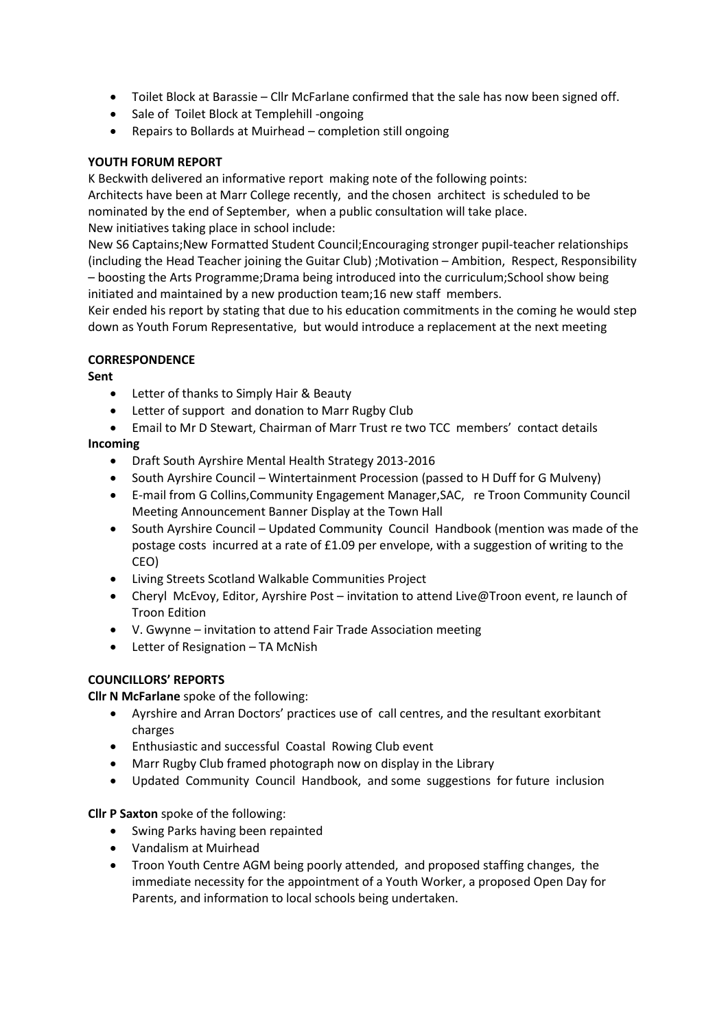- Toilet Block at Barassie – Cllr McFarlane confirmed that the sale has now been signed off.
- Sale of Toilet Block at Templehill -ongoing
- Repairs to Bollards at Muirhead – completion still ongoing

**YOUTH FORUM REPORT**

K Beckwith delivered an informative report making note of the following points:
Architects have been at Marr College recently, and the chosen architect is scheduled to be nominated by the end of September, when a public consultation will take place.
New initiatives taking place in school include:
New S6 Captains;New Formatted Student Council;Encouraging stronger pupil-teacher relationships (including the Head Teacher joining the Guitar Club) ;Motivation – Ambition, Respect, Responsibility – boosting the Arts Programme;Drama being introduced into the curriculum;School show being initiated and maintained by a new production team;16 new staff members.
Keir ended his report by stating that due to his education commitments in the coming he would step down as Youth Forum Representative, but would introduce a replacement at the next meeting

**CORRESPONDENCE**

**Sent**

- Letter of thanks to Simply Hair & Beauty
- Letter of support and donation to Marr Rugby Club
- Email to Mr D Stewart, Chairman of Marr Trust re two TCC members' contact details

**Incoming**

- Draft South Ayrshire Mental Health Strategy 2013-2016
- South Ayrshire Council – Wintertainment Procession (passed to H Duff for G Mulveny)
- E-mail from G Collins,Community Engagement Manager,SAC, re Troon Community Council Meeting Announcement Banner Display at the Town Hall
- South Ayrshire Council – Updated Community Council Handbook (mention was made of the postage costs incurred at a rate of £1.09 per envelope, with a suggestion of writing to the CEO)
- Living Streets Scotland Walkable Communities Project
- Cheryl McEvoy, Editor, Ayrshire Post – invitation to attend Live@Troon event, re launch of Troon Edition
- V. Gwynne – invitation to attend Fair Trade Association meeting
- Letter of Resignation – TA McNish

**COUNCILLORS' REPORTS**

**Cllr N McFarlane** spoke of the following:

- Ayrshire and Arran Doctors' practices use of call centres, and the resultant exorbitant charges
- Enthusiastic and successful Coastal Rowing Club event
- Marr Rugby Club framed photograph now on display in the Library
- Updated Community Council Handbook, and some suggestions for future inclusion

**Cllr P Saxton** spoke of the following:

- Swing Parks having been repainted
- Vandalism at Muirhead
- Troon Youth Centre AGM being poorly attended, and proposed staffing changes, the immediate necessity for the appointment of a Youth Worker, a proposed Open Day for Parents, and information to local schools being undertaken.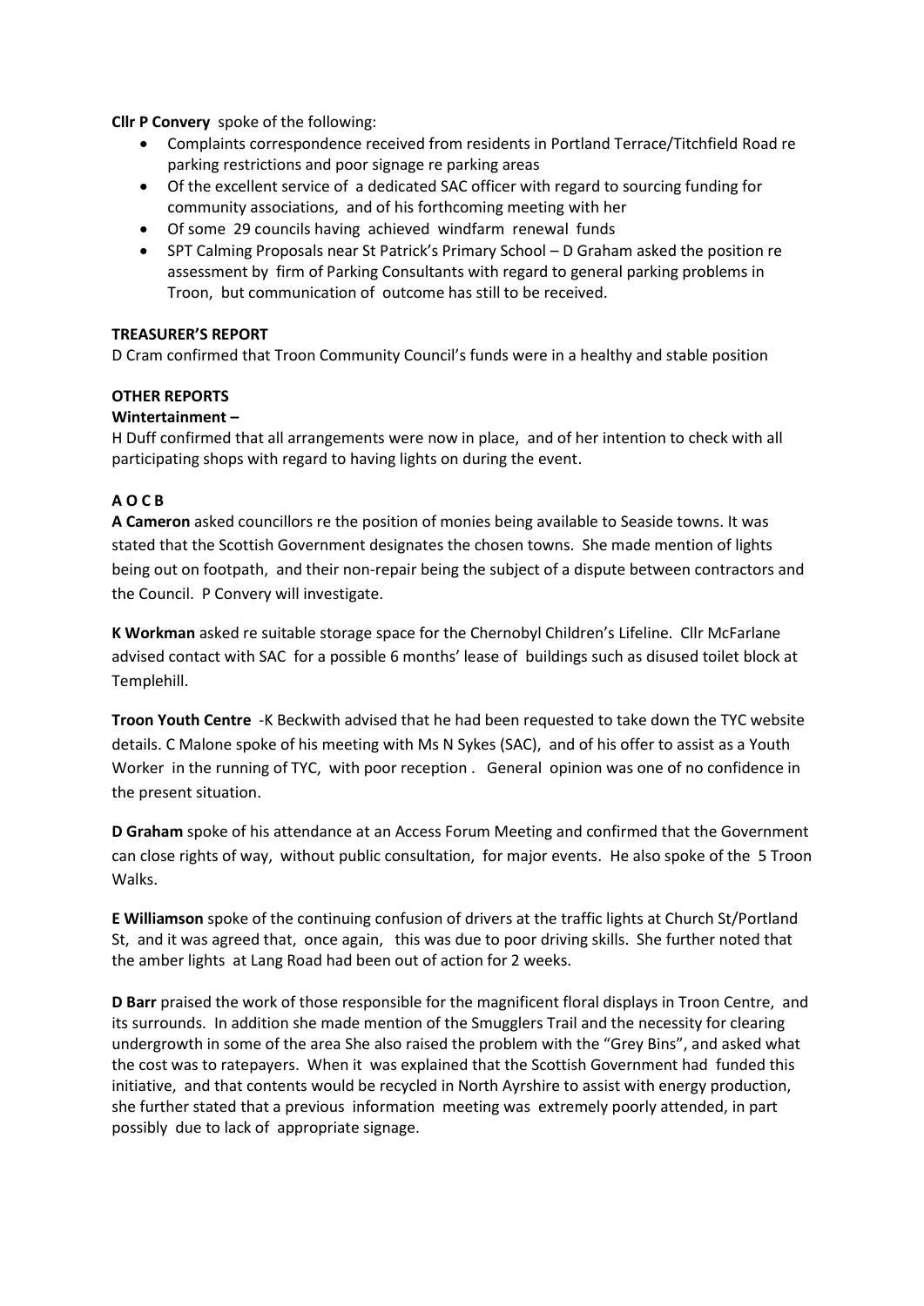**Cllr P Convery** spoke of the following:

- Complaints correspondence received from residents in Portland Terrace/Titchfield Road re parking restrictions and poor signage re parking areas
- Of the excellent service of a dedicated SAC officer with regard to sourcing funding for community associations, and of his forthcoming meeting with her
- Of some 29 councils having achieved windfarm renewal funds
- SPT Calming Proposals near St Patrick's Primary School – D Graham asked the position re assessment by firm of Parking Consultants with regard to general parking problems in Troon, but communication of outcome has still to be received.

**TREASURER'S REPORT**

D Cram confirmed that Troon Community Council's funds were in a healthy and stable position

**OTHER REPORTS**

**Wintertainment –**

H Duff confirmed that all arrangements were now in place, and of her intention to check with all participating shops with regard to having lights on during the event.

**A O C B**

**A Cameron** asked councillors re the position of monies being available to Seaside towns. It was stated that the Scottish Government designates the chosen towns. She made mention of lights being out on footpath, and their non-repair being the subject of a dispute between contractors and the Council. P Convery will investigate.

**K Workman** asked re suitable storage space for the Chernobyl Children's Lifeline. Cllr McFarlane advised contact with SAC for a possible 6 months' lease of buildings such as disused toilet block at Templehill.

**Troon Youth Centre** -K Beckwith advised that he had been requested to take down the TYC website details. C Malone spoke of his meeting with Ms N Sykes (SAC), and of his offer to assist as a Youth Worker in the running of TYC, with poor reception . General opinion was one of no confidence in the present situation.

**D Graham** spoke of his attendance at an Access Forum Meeting and confirmed that the Government can close rights of way, without public consultation, for major events. He also spoke of the 5 Troon Walks.

**E Williamson** spoke of the continuing confusion of drivers at the traffic lights at Church St/Portland St, and it was agreed that, once again, this was due to poor driving skills. She further noted that the amber lights at Lang Road had been out of action for 2 weeks.

**D Barr** praised the work of those responsible for the magnificent floral displays in Troon Centre, and its surrounds. In addition she made mention of the Smugglers Trail and the necessity for clearing undergrowth in some of the area She also raised the problem with the "Grey Bins", and asked what the cost was to ratepayers. When it was explained that the Scottish Government had funded this initiative, and that contents would be recycled in North Ayrshire to assist with energy production, she further stated that a previous information meeting was extremely poorly attended, in part possibly due to lack of appropriate signage.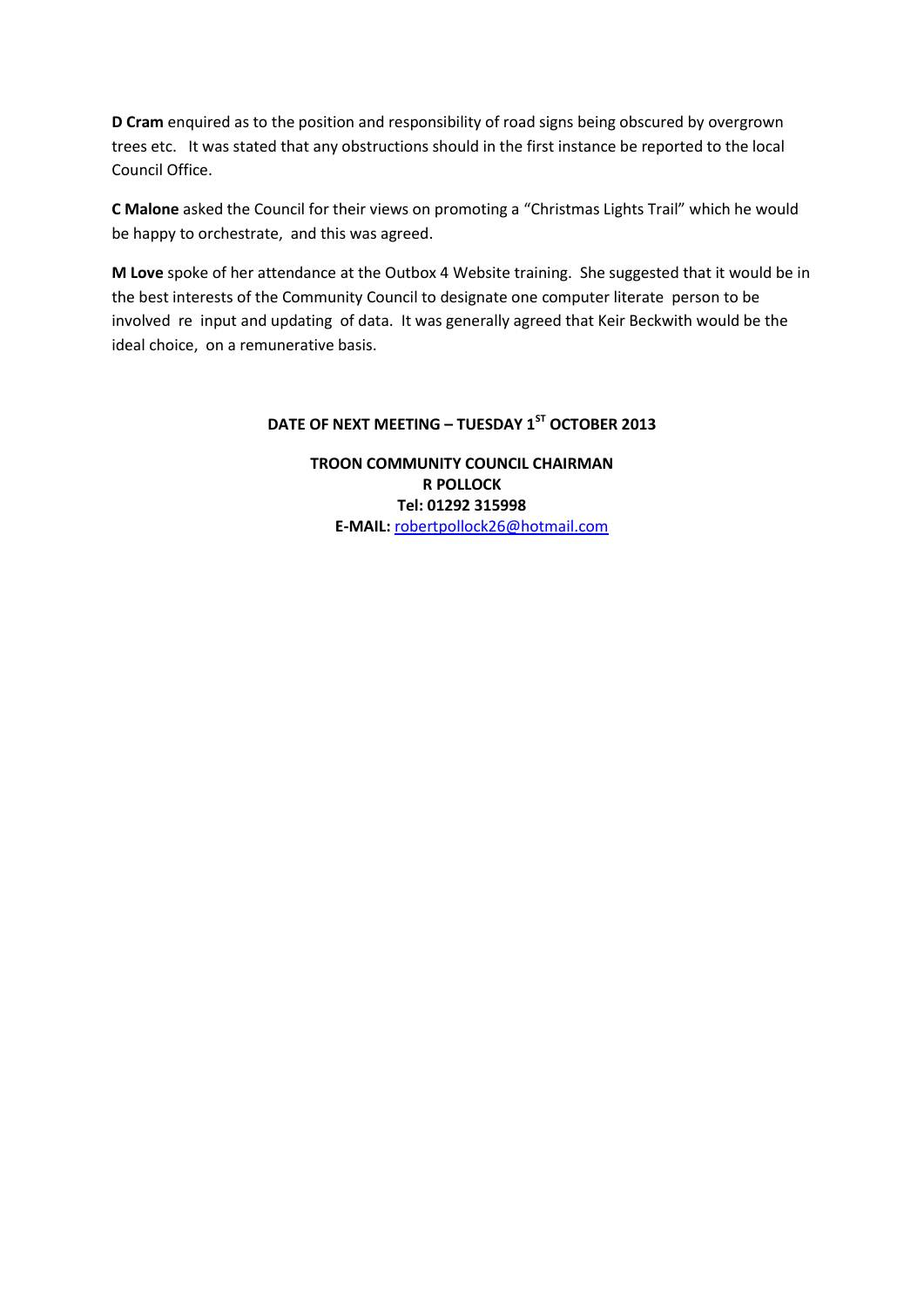**D Cram** enquired as to the position and responsibility of road signs being obscured by overgrown trees etc. It was stated that any obstructions should in the first instance be reported to the local Council Office.

**C Malone** asked the Council for their views on promoting a "Christmas Lights Trail" which he would be happy to orchestrate, and this was agreed.

**M Love** spoke of her attendance at the Outbox 4 Website training. She suggested that it would be in the best interests of the Community Council to designate one computer literate person to be involved re input and updating of data. It was generally agreed that Keir Beckwith would be the ideal choice, on a remunerative basis.

**DATE OF NEXT MEETING – TUESDAY 1ST OCTOBER 2013**

**TROON COMMUNITY COUNCIL CHAIRMAN**
**R POLLOCK**
**Tel: 01292 315998**
**E-MAIL:** robertpollock26@hotmail.com